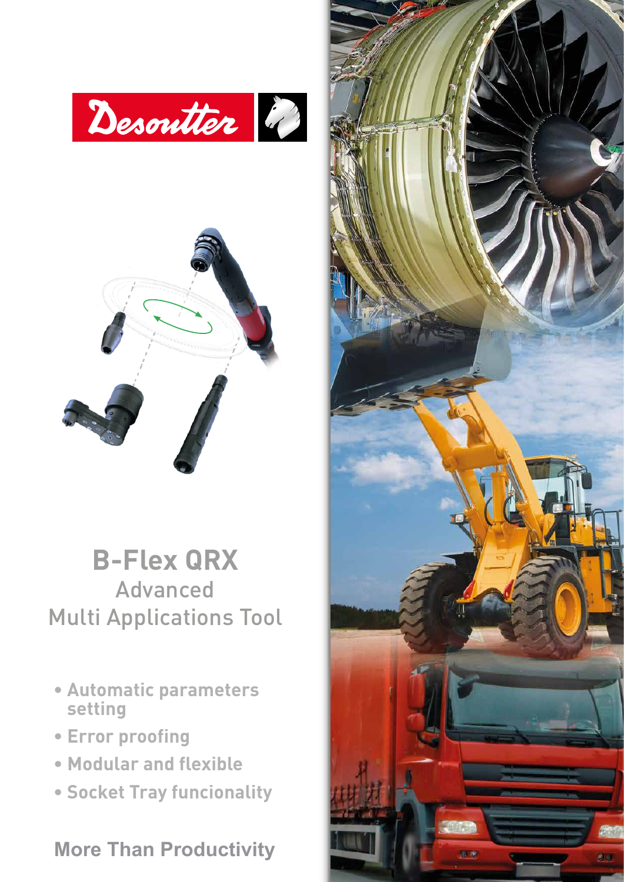Desoutter

# B-Flex QRX

## Advanced Multi Applications Tool

- Automatic parameters setting
- Error proofing
- Modular and flexible
- Socket Tray funcionality

**More Than Productivity**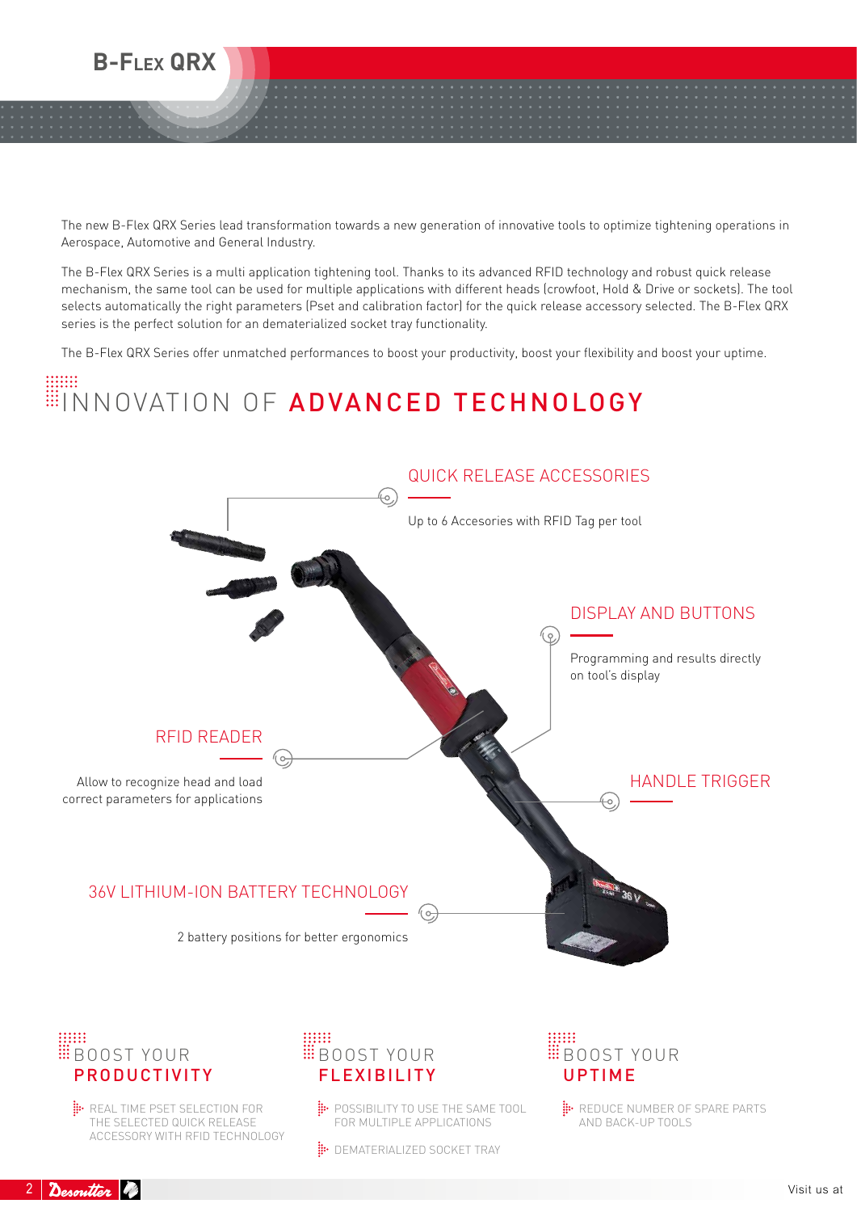# B-Flex QRX

The new B-Flex QRX Series lead transformation towards a new generation of innovative tools to optimize tightening operations in Aerospace, Automotive and General Industry.

The B-Flex QRX Series is a multi application tightening tool. Thanks to its advanced RFID technology and robust quick release mechanism, the same tool can be used for multiple applications with different heads (crowfoot, Hold & Drive or sockets). The tool selects automatically the right parameters (Pset and calibration factor) for the quick release accessory selected. The B-Flex QRX series is the perfect solution for an dematerialized socket tray functionality.

The B-Flex QRX Series offer unmatched performances to boost your productivity, boost your flexibility and boost your uptime.

## INNOVATION OF **ADVANCED TECHNOLOGY**

### QUICK RELEASE ACCESSORIES

Up to 6 Accesories with RFID Tag per tool

### DISPLAY AND BUTTONS

Programming and results directly on tool's display

### RFID READER

Allow to recognize head and load correct parameters for applications

### HANDLE TRIGGER

### 36V LITHIUM-ION BATTERY TECHNOLOGY

2 battery positions for better ergonomics

## BOOST YOUR **PRODUCTIVITY**

- REAL TIME PSET SELECTION FOR THE SELECTED QUICK RELEASE ACCESSORY WITH RFID TECHNOLOGY

## BOOST YOUR **FLEXIBILITY**

- POSSIBILITY TO USE THE SAME TOOL FOR MULTIPLE APPLICATIONS
- DEMATERIALIZED SOCKET TRAY

## BOOST YOUR **UPTIME**

- REDUCE NUMBER OF SPARE PARTS AND BACK-UP TOOLS

Visit us at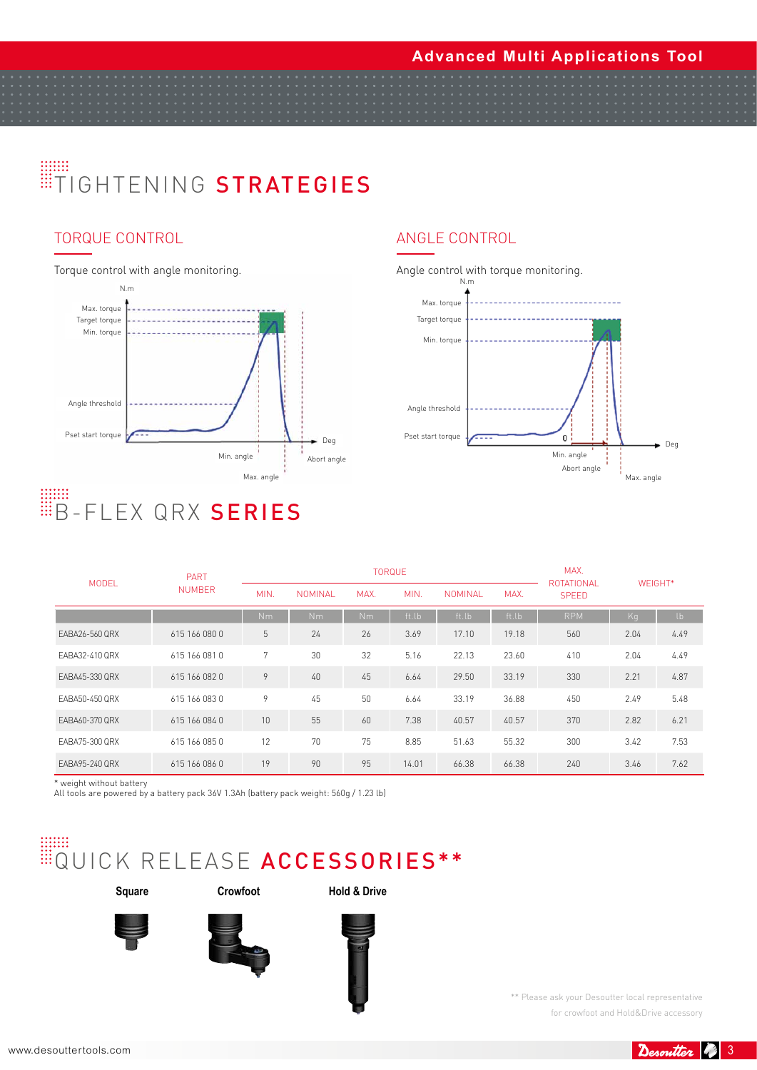# TIGHTENING STRATEGIES

## TORQUE CONTROL

Torque control with angle monitoring.

## ANGLE CONTROL

Angle control with torque monitoring.

# B-FLEX QRX SERIES

| MODEL | PART NUMBER | TORQUE | | | | | | MAX. ROTATIONAL SPEED | WEIGHT* | |
|---|---|---|---|---|---|---|---|---|---|---|
| | | MIN. | NOMINAL | MAX. | MIN. | NOMINAL | MAX. | | | |
| | | Nm | Nm | Nm | ft.lb | ft.lb | ft.lb | RPM | Kg | lb |
| EABA26-560 QRX | 615 166 080 0 | 5 | 24 | 26 | 3.69 | 17.10 | 19.18 | 560 | 2.04 | 4.49 |
| EABA32-410 QRX | 615 166 081 0 | 7 | 30 | 32 | 5.16 | 22.13 | 23.60 | 410 | 2.04 | 4.49 |
| EABA45-330 QRX | 615 166 082 0 | 9 | 40 | 45 | 6.64 | 29.50 | 33.19 | 330 | 2.21 | 4.87 |
| EABA50-450 QRX | 615 166 083 0 | 9 | 45 | 50 | 6.64 | 33.19 | 36.88 | 450 | 2.49 | 5.48 |
| EABA60-370 QRX | 615 166 084 0 | 10 | 55 | 60 | 7.38 | 40.57 | 40.57 | 370 | 2.82 | 6.21 |
| EABA75-300 QRX | 615 166 085 0 | 12 | 70 | 75 | 8.85 | 51.63 | 55.32 | 300 | 3.42 | 7.53 |
| EABA95-240 QRX | 615 166 086 0 | 19 | 90 | 95 | 14.01 | 66.38 | 66.38 | 240 | 3.46 | 7.62 |

* weight without battery
All tools are powered by a battery pack 36V 1.3Ah (battery pack weight: 560g / 1.23 lb)

# QUICK RELEASE ACCESSORIES**

**Square** **Crowfoot** **Hold & Drive**

** Please ask your Desoutter local representative for crowfoot and Hold&Drive accessory

www.desouttertools.com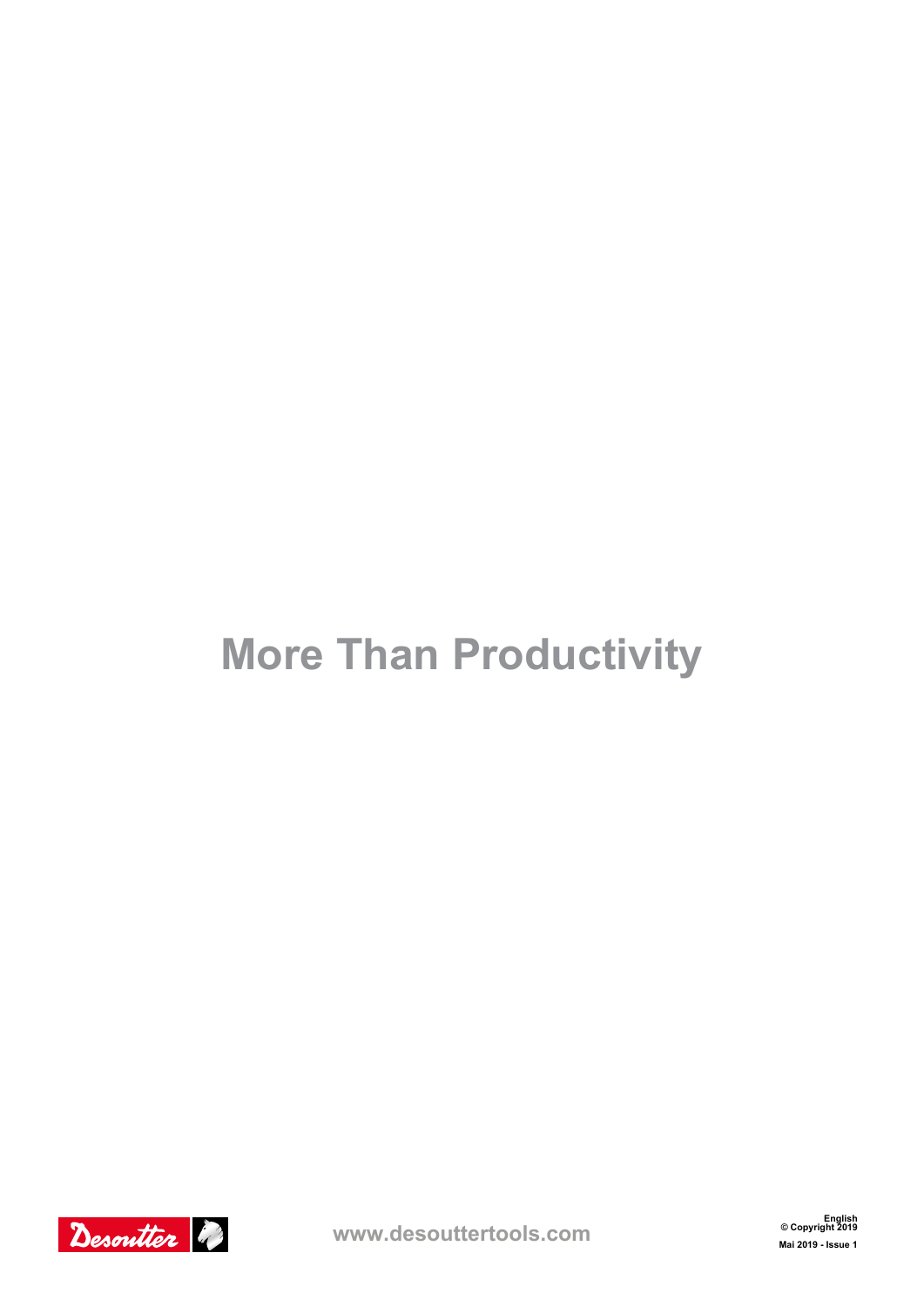# More Than Productivity

www.desouttertools.com

English
© Copyright 2019

Mai 2019 - Issue 1